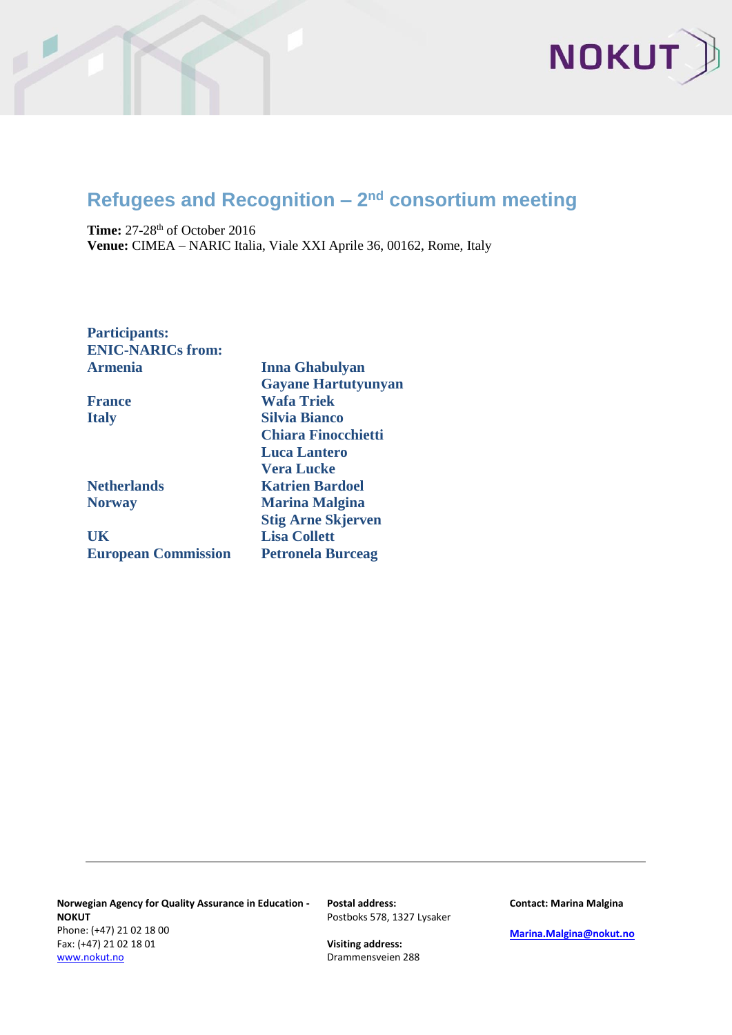# Refugees and Recognition – 2nd consortium meeting

**Time:** 27-28th of October 2016
**Venue:** CIMEA – NARIC Italia, Viale XXI Aprile 36, 00162, Rome, Italy

**Participants:**
**ENIC-NARICs from:**

| | |
|---|---|
| **Armenia** | **Inna Ghabulyan** |
| | **Gayane Hartutyunyan** |
| **France** | **Wafa Triek** |
| **Italy** | **Silvia Bianco** |
| | **Chiara Finocchietti** |
| | **Luca Lantero** |
| | **Vera Lucke** |
| **Netherlands** | **Katrien Bardoel** |
| **Norway** | **Marina Malgina** |
| | **Stig Arne Skjerven** |
| **UK** | **Lisa Collett** |
| **European Commission** | **Petronela Burceag** |

**Norwegian Agency for Quality Assurance in Education - NOKUT**
Phone: (+47) 21 02 18 00
Fax: (+47) 21 02 18 01
www.nokut.no

**Postal address:**
Postboks 578, 1327 Lysaker

**Visiting address:**
Drammensveien 288

**Contact: Marina Malgina**
Marina.Malgina@nokut.no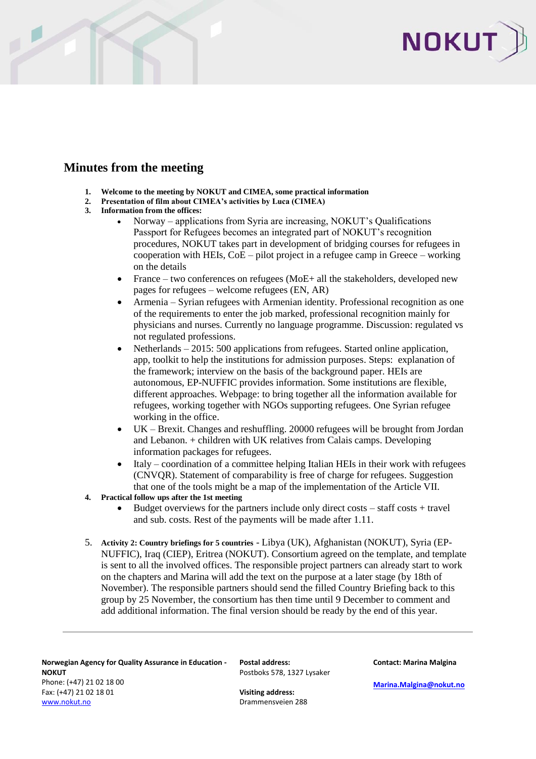# Minutes from the meeting

1. **Welcome to the meeting by NOKUT and CIMEA, some practical information**
2. **Presentation of film about CIMEA's activities by Luca (CIMEA)**
3. **Information from the offices:**
   - Norway – applications from Syria are increasing, NOKUT's Qualifications Passport for Refugees becomes an integrated part of NOKUT's recognition procedures, NOKUT takes part in development of bridging courses for refugees in cooperation with HEIs, CoE – pilot project in a refugee camp in Greece – working on the details
   - France – two conferences on refugees (MoE+ all the stakeholders, developed new pages for refugees – welcome refugees (EN, AR)
   - Armenia – Syrian refugees with Armenian identity. Professional recognition as one of the requirements to enter the job marked, professional recognition mainly for physicians and nurses. Currently no language programme. Discussion: regulated vs not regulated professions.
   - Netherlands – 2015: 500 applications from refugees. Started online application, app, toolkit to help the institutions for admission purposes. Steps: explanation of the framework; interview on the basis of the background paper. HEIs are autonomous, EP-NUFFIC provides information. Some institutions are flexible, different approaches. Webpage: to bring together all the information available for refugees, working together with NGOs supporting refugees. One Syrian refugee working in the office.
   - UK – Brexit. Changes and reshuffling. 20000 refugees will be brought from Jordan and Lebanon. + children with UK relatives from Calais camps. Developing information packages for refugees.
   - Italy – coordination of a committee helping Italian HEIs in their work with refugees (CNVQR). Statement of comparability is free of charge for refugees. Suggestion that one of the tools might be a map of the implementation of the Article VII.
4. **Practical follow ups after the 1st meeting**
   - Budget overviews for the partners include only direct costs – staff costs + travel and sub. costs. Rest of the payments will be made after 1.11.

5. **Activity 2: Country briefings for 5 countries** - Libya (UK), Afghanistan (NOKUT), Syria (EP-NUFFIC), Iraq (CIEP), Eritrea (NOKUT). Consortium agreed on the template, and template is sent to all the involved offices. The responsible project partners can already start to work on the chapters and Marina will add the text on the purpose at a later stage (by 18th of November). The responsible partners should send the filled Country Briefing back to this group by 25 November, the consortium has then time until 9 December to comment and add additional information. The final version should be ready by the end of this year.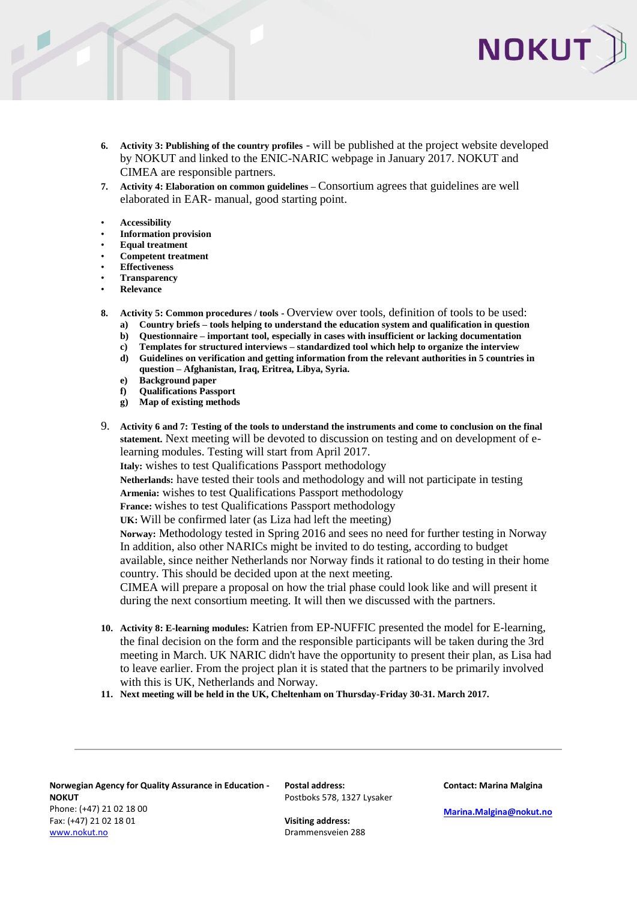6. **Activity 3: Publishing of the country profiles** - will be published at the project website developed by NOKUT and linked to the ENIC-NARIC webpage in January 2017. NOKUT and CIMEA are responsible partners.
7. **Activity 4: Elaboration on common guidelines** – Consortium agrees that guidelines are well elaborated in EAR- manual, good starting point.

- **Accessibility**
- **Information provision**
- **Equal treatment**
- **Competent treatment**
- **Effectiveness**
- **Transparency**
- **Relevance**

8. **Activity 5: Common procedures / tools** - Overview over tools, definition of tools to be used:
   a) **Country briefs – tools helping to understand the education system and qualification in question**
   b) **Questionnaire – important tool, especially in cases with insufficient or lacking documentation**
   c) **Templates for structured interviews – standardized tool which help to organize the interview**
   d) **Guidelines on verification and getting information from the relevant authorities in 5 countries in question – Afghanistan, Iraq, Eritrea, Libya, Syria.**
   e) **Background paper**
   f) **Qualifications Passport**
   g) **Map of existing methods**

9. **Activity 6 and 7: Testing of the tools to understand the instruments and come to conclusion on the final statement.** Next meeting will be devoted to discussion on testing and on development of e-learning modules. Testing will start from April 2017.
   **Italy:** wishes to test Qualifications Passport methodology
   **Netherlands:** have tested their tools and methodology and will not participate in testing
   **Armenia:** wishes to test Qualifications Passport methodology
   **France:** wishes to test Qualifications Passport methodology
   **UK:** Will be confirmed later (as Liza had left the meeting)
   **Norway:** Methodology tested in Spring 2016 and sees no need for further testing in Norway
   In addition, also other NARICs might be invited to do testing, according to budget available, since neither Netherlands nor Norway finds it rational to do testing in their home country. This should be decided upon at the next meeting.
   CIMEA will prepare a proposal on how the trial phase could look like and will present it during the next consortium meeting. It will then we discussed with the partners.

10. **Activity 8: E-learning modules:** Katrien from EP-NUFFIC presented the model for E-learning, the final decision on the form and the responsible participants will be taken during the 3rd meeting in March. UK NARIC didn't have the opportunity to present their plan, as Lisa had to leave earlier. From the project plan it is stated that the partners to be primarily involved with this is UK, Netherlands and Norway.
11. **Next meeting will be held in the UK, Cheltenham on Thursday-Friday 30-31. March 2017.**

**Norwegian Agency for Quality Assurance in Education - NOKUT**
Phone: (+47) 21 02 18 00
Fax: (+47) 21 02 18 01
www.nokut.no

**Postal address:**
Postboks 578, 1327 Lysaker

**Visiting address:**
Drammensveien 288

**Contact: Marina Malgina**
Marina.Malgina@nokut.no